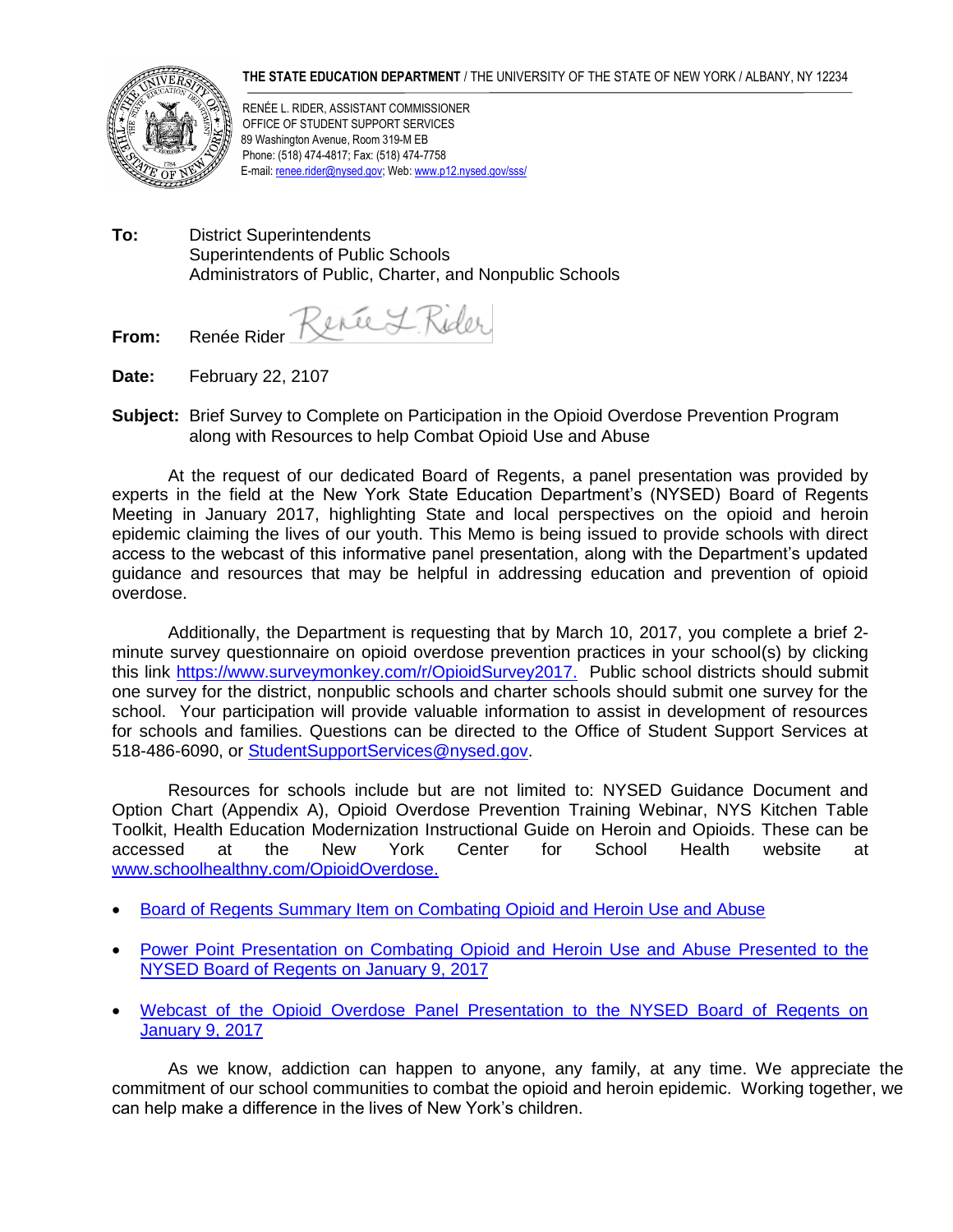**THE STATE EDUCATION DEPARTMENT** / THE UNIVERSITY OF THE STATE OF NEW YORK / ALBANY, NY 12234

RENÉE L. RIDER, ASSISTANT COMMISSIONER
OFFICE OF STUDENT SUPPORT SERVICES
89 Washington Avenue, Room 319-M EB
Phone: (518) 474-4817; Fax: (518) 474-7758
E-mail: renee.rider@nysed.gov; Web: www.p12.nysed.gov/sss/

**To:** District Superintendents
Superintendents of Public Schools
Administrators of Public, Charter, and Nonpublic Schools

**From:** Renée Rider

**Date:** February 22, 2107

**Subject:** Brief Survey to Complete on Participation in the Opioid Overdose Prevention Program along with Resources to help Combat Opioid Use and Abuse

At the request of our dedicated Board of Regents, a panel presentation was provided by experts in the field at the New York State Education Department's (NYSED) Board of Regents Meeting in January 2017, highlighting State and local perspectives on the opioid and heroin epidemic claiming the lives of our youth. This Memo is being issued to provide schools with direct access to the webcast of this informative panel presentation, along with the Department's updated guidance and resources that may be helpful in addressing education and prevention of opioid overdose.

Additionally, the Department is requesting that by March 10, 2017, you complete a brief 2-minute survey questionnaire on opioid overdose prevention practices in your school(s) by clicking this link https://www.surveymonkey.com/r/OpioidSurvey2017. Public school districts should submit one survey for the district, nonpublic schools and charter schools should submit one survey for the school. Your participation will provide valuable information to assist in development of resources for schools and families. Questions can be directed to the Office of Student Support Services at 518-486-6090, or StudentSupportServices@nysed.gov.

Resources for schools include but are not limited to: NYSED Guidance Document and Option Chart (Appendix A), Opioid Overdose Prevention Training Webinar, NYS Kitchen Table Toolkit, Health Education Modernization Instructional Guide on Heroin and Opioids. These can be accessed at the New York Center for School Health website at www.schoolhealthny.com/OpioidOverdose.

- Board of Regents Summary Item on Combating Opioid and Heroin Use and Abuse
- Power Point Presentation on Combating Opioid and Heroin Use and Abuse Presented to the NYSED Board of Regents on January 9, 2017
- Webcast of the Opioid Overdose Panel Presentation to the NYSED Board of Regents on January 9, 2017

As we know, addiction can happen to anyone, any family, at any time. We appreciate the commitment of our school communities to combat the opioid and heroin epidemic. Working together, we can help make a difference in the lives of New York's children.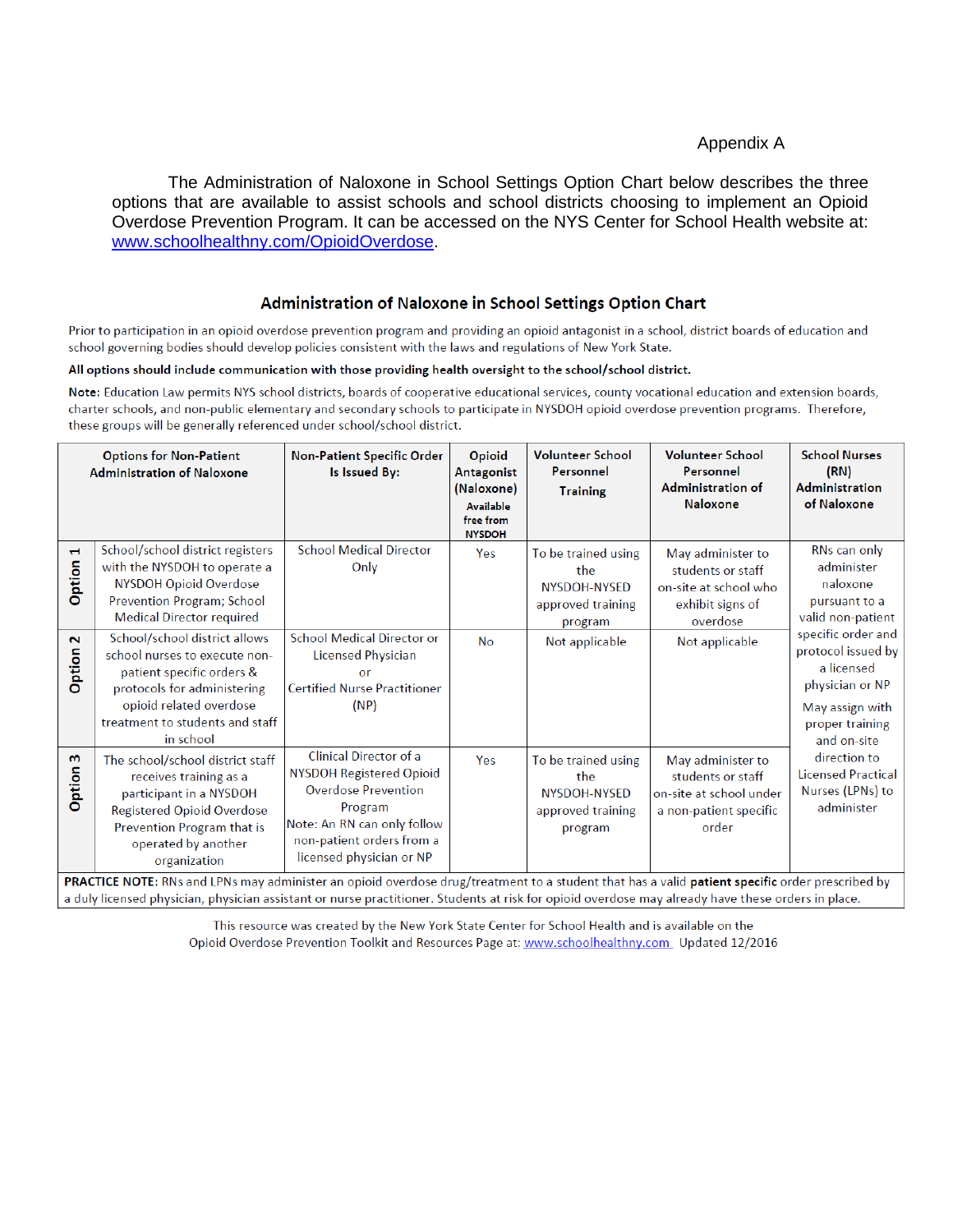Appendix A

The Administration of Naloxone in School Settings Option Chart below describes the three options that are available to assist schools and school districts choosing to implement an Opioid Overdose Prevention Program. It can be accessed on the NYS Center for School Health website at: [www.schoolhealthny.com/OpioidOverdose](http://www.schoolhealthny.com/OpioidOverdose).

## Administration of Naloxone in School Settings Option Chart

Prior to participation in an opioid overdose prevention program and providing an opioid antagonist in a school, district boards of education and school governing bodies should develop policies consistent with the laws and regulations of New York State.

**All options should include communication with those providing health oversight to the school/school district.**

**Note:** Education Law permits NYS school districts, boards of cooperative educational services, county vocational education and extension boards, charter schools, and non-public elementary and secondary schools to participate in NYSDOH opioid overdose prevention programs. Therefore, these groups will be generally referenced under school/school district.

| Options for Non-Patient Administration of Naloxone | | Non-Patient Specific Order Is Issued By: | Opioid Antagonist (Naloxone) Available free from NYSDOH | Volunteer School Personnel Training | Volunteer School Personnel Administration of Naloxone | School Nurses (RN) Administration of Naloxone |
|---|---|---|---|---|---|---|
| **Option 1** | School/school district registers with the NYSDOH to operate a NYSDOH Opioid Overdose Prevention Program; School Medical Director required | School Medical Director Only | Yes | To be trained using the NYSDOH-NYSED approved training program | May administer to students or staff on-site at school who exhibit signs of overdose | RNs can only administer naloxone pursuant to a valid non-patient specific order and protocol issued by a licensed physician or NP<br>May assign with proper training and on-site direction to Licensed Practical Nurses (LPNs) to administer |
| **Option 2** | School/school district allows school nurses to execute non-patient specific orders & protocols for administering opioid related overdose treatment to students and staff in school | School Medical Director or Licensed Physician or Certified Nurse Practitioner (NP) | No | Not applicable | Not applicable | |
| **Option 3** | The school/school district staff receives training as a participant in a NYSDOH Registered Opioid Overdose Prevention Program that is operated by another organization | Clinical Director of a NYSDOH Registered Opioid Overdose Prevention Program<br>Note: An RN can only follow non-patient orders from a licensed physician or NP | Yes | To be trained using the NYSDOH-NYSED approved training program | May administer to students or staff on-site at school under a non-patient specific order | |

**PRACTICE NOTE:** RNs and LPNs may administer an opioid overdose drug/treatment to a student that has a valid **patient specific** order prescribed by a duly licensed physician, physician assistant or nurse practitioner. Students at risk for opioid overdose may already have these orders in place.

This resource was created by the New York State Center for School Health and is available on the Opioid Overdose Prevention Toolkit and Resources Page at: [www.schoolhealthny.com](http://www.schoolhealthny.com) Updated 12/2016